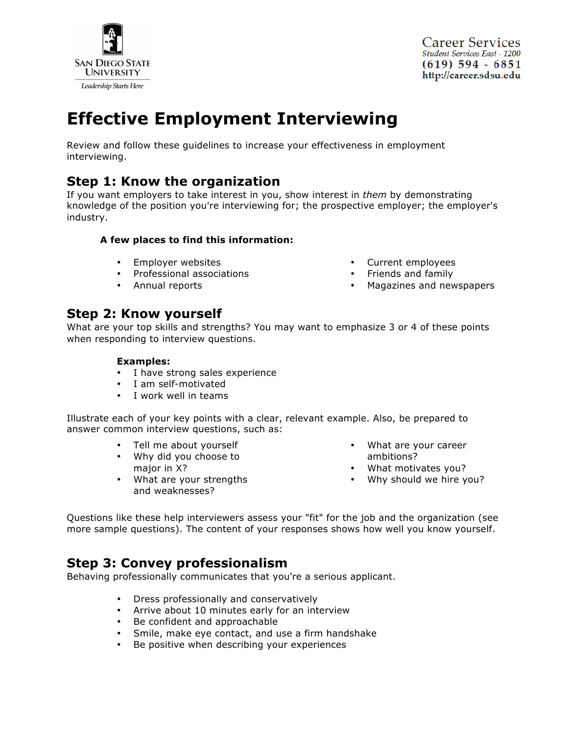San Diego State University
Leadership Starts Here

Career Services
Student Services East - 1200
(619) 594 - 6851
http://career.sdsu.edu

# Effective Employment Interviewing

Review and follow these guidelines to increase your effectiveness in employment interviewing.

## Step 1: Know the organization

If you want employers to take interest in you, show interest in *them* by demonstrating knowledge of the position you're interviewing for; the prospective employer; the employer's industry.

**A few places to find this information:**

- Employer websites
- Professional associations
- Annual reports
- Current employees
- Friends and family
- Magazines and newspapers

## Step 2: Know yourself

What are your top skills and strengths? You may want to emphasize 3 or 4 of these points when responding to interview questions.

**Examples:**

- I have strong sales experience
- I am self-motivated
- I work well in teams

Illustrate each of your key points with a clear, relevant example. Also, be prepared to answer common interview questions, such as:

- Tell me about yourself
- Why did you choose to major in X?
- What are your strengths and weaknesses?
- What are your career ambitions?
- What motivates you?
- Why should we hire you?

Questions like these help interviewers assess your "fit" for the job and the organization (see more sample questions). The content of your responses shows how well you know yourself.

## Step 3: Convey professionalism

Behaving professionally communicates that you're a serious applicant.

- Dress professionally and conservatively
- Arrive about 10 minutes early for an interview
- Be confident and approachable
- Smile, make eye contact, and use a firm handshake
- Be positive when describing your experiences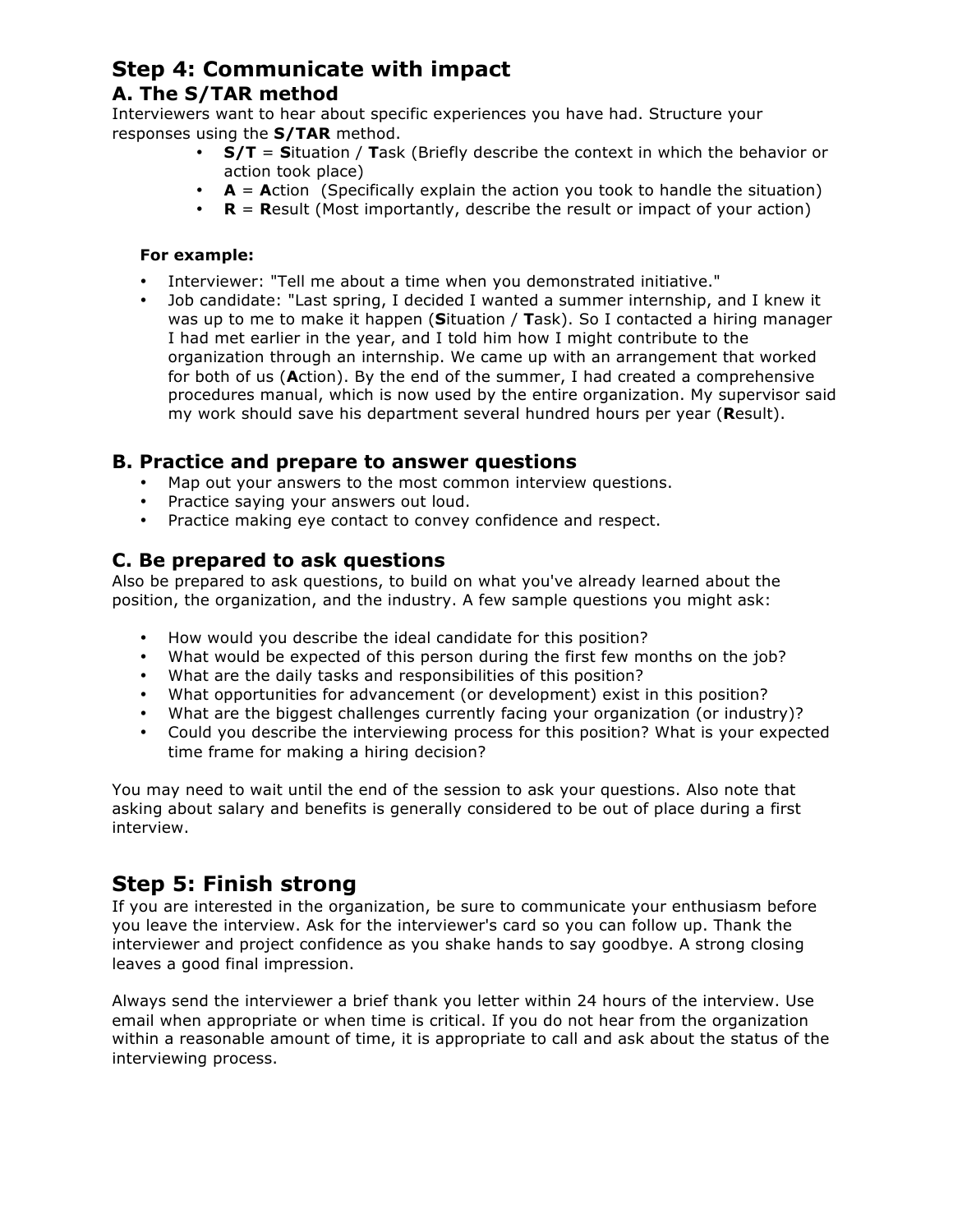## Step 4: Communicate with impact

### A. The S/TAR method

Interviewers want to hear about specific experiences you have had. Structure your responses using the **S/TAR** method.

- **S/T** = **S**ituation / **T**ask (Briefly describe the context in which the behavior or action took place)
- **A** = **A**ction (Specifically explain the action you took to handle the situation)
- **R** = **R**esult (Most importantly, describe the result or impact of your action)

**For example:**

- Interviewer: "Tell me about a time when you demonstrated initiative."
- Job candidate: "Last spring, I decided I wanted a summer internship, and I knew it was up to me to make it happen (**S**ituation / **T**ask). So I contacted a hiring manager I had met earlier in the year, and I told him how I might contribute to the organization through an internship. We came up with an arrangement that worked for both of us (**A**ction). By the end of the summer, I had created a comprehensive procedures manual, which is now used by the entire organization. My supervisor said my work should save his department several hundred hours per year (**R**esult).

### B. Practice and prepare to answer questions

- Map out your answers to the most common interview questions.
- Practice saying your answers out loud.
- Practice making eye contact to convey confidence and respect.

### C. Be prepared to ask questions

Also be prepared to ask questions, to build on what you've already learned about the position, the organization, and the industry. A few sample questions you might ask:

- How would you describe the ideal candidate for this position?
- What would be expected of this person during the first few months on the job?
- What are the daily tasks and responsibilities of this position?
- What opportunities for advancement (or development) exist in this position?
- What are the biggest challenges currently facing your organization (or industry)?
- Could you describe the interviewing process for this position? What is your expected time frame for making a hiring decision?

You may need to wait until the end of the session to ask your questions. Also note that asking about salary and benefits is generally considered to be out of place during a first interview.

## Step 5: Finish strong

If you are interested in the organization, be sure to communicate your enthusiasm before you leave the interview. Ask for the interviewer's card so you can follow up. Thank the interviewer and project confidence as you shake hands to say goodbye. A strong closing leaves a good final impression.

Always send the interviewer a brief thank you letter within 24 hours of the interview. Use email when appropriate or when time is critical. If you do not hear from the organization within a reasonable amount of time, it is appropriate to call and ask about the status of the interviewing process.